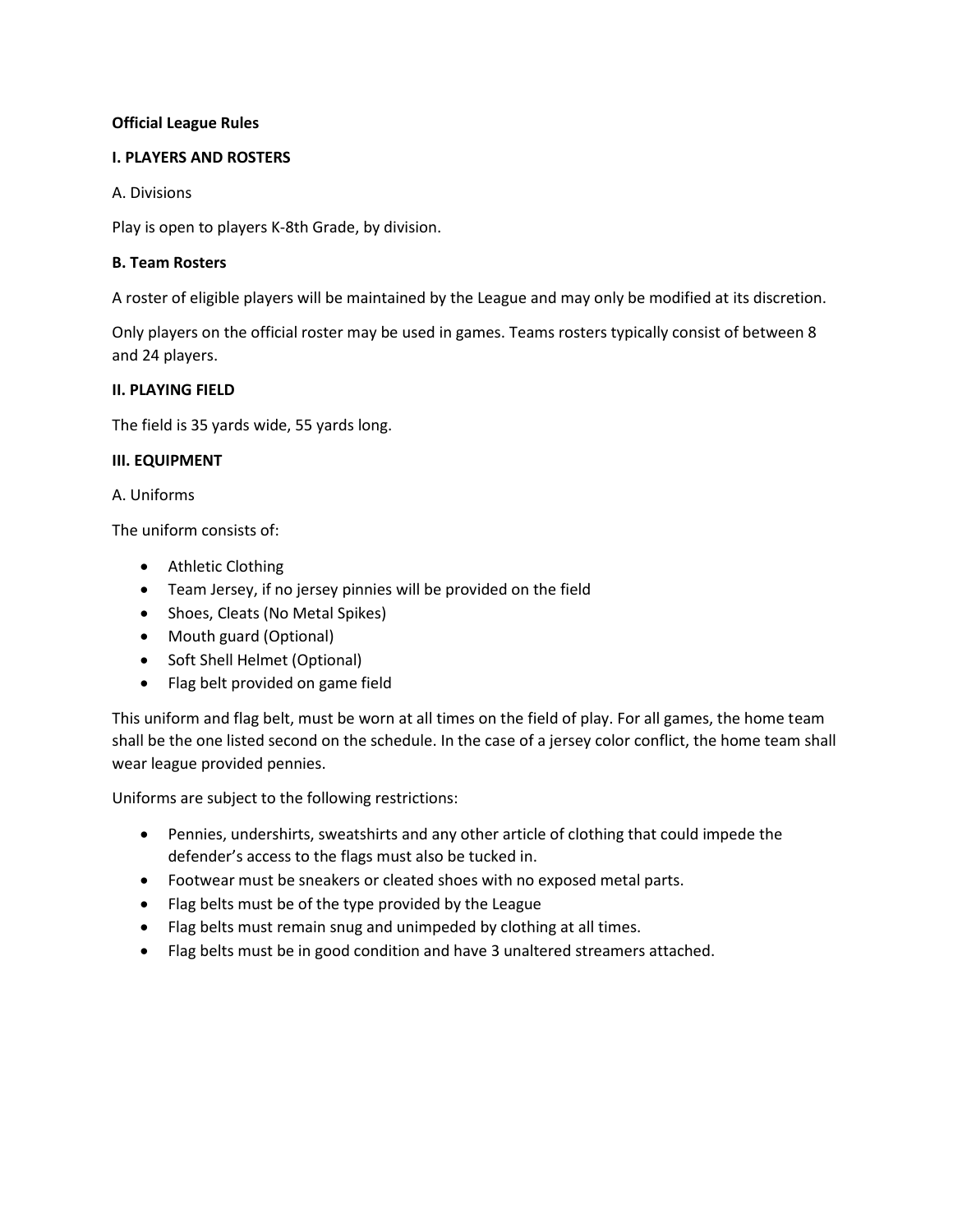**Official League Rules**

## I. PLAYERS AND ROSTERS

A. Divisions

Play is open to players K-8th Grade, by division.

### B. Team Rosters

A roster of eligible players will be maintained by the League and may only be modified at its discretion.

Only players on the official roster may be used in games. Teams rosters typically consist of between 8 and 24 players.

## II. PLAYING FIELD

The field is 35 yards wide, 55 yards long.

## III. EQUIPMENT

A. Uniforms

The uniform consists of:

- Athletic Clothing
- Team Jersey, if no jersey pinnies will be provided on the field
- Shoes, Cleats (No Metal Spikes)
- Mouth guard (Optional)
- Soft Shell Helmet (Optional)
- Flag belt provided on game field

This uniform and flag belt, must be worn at all times on the field of play. For all games, the home team shall be the one listed second on the schedule. In the case of a jersey color conflict, the home team shall wear league provided pennies.

Uniforms are subject to the following restrictions:

- Pennies, undershirts, sweatshirts and any other article of clothing that could impede the defender's access to the flags must also be tucked in.
- Footwear must be sneakers or cleated shoes with no exposed metal parts.
- Flag belts must be of the type provided by the League
- Flag belts must remain snug and unimpeded by clothing at all times.
- Flag belts must be in good condition and have 3 unaltered streamers attached.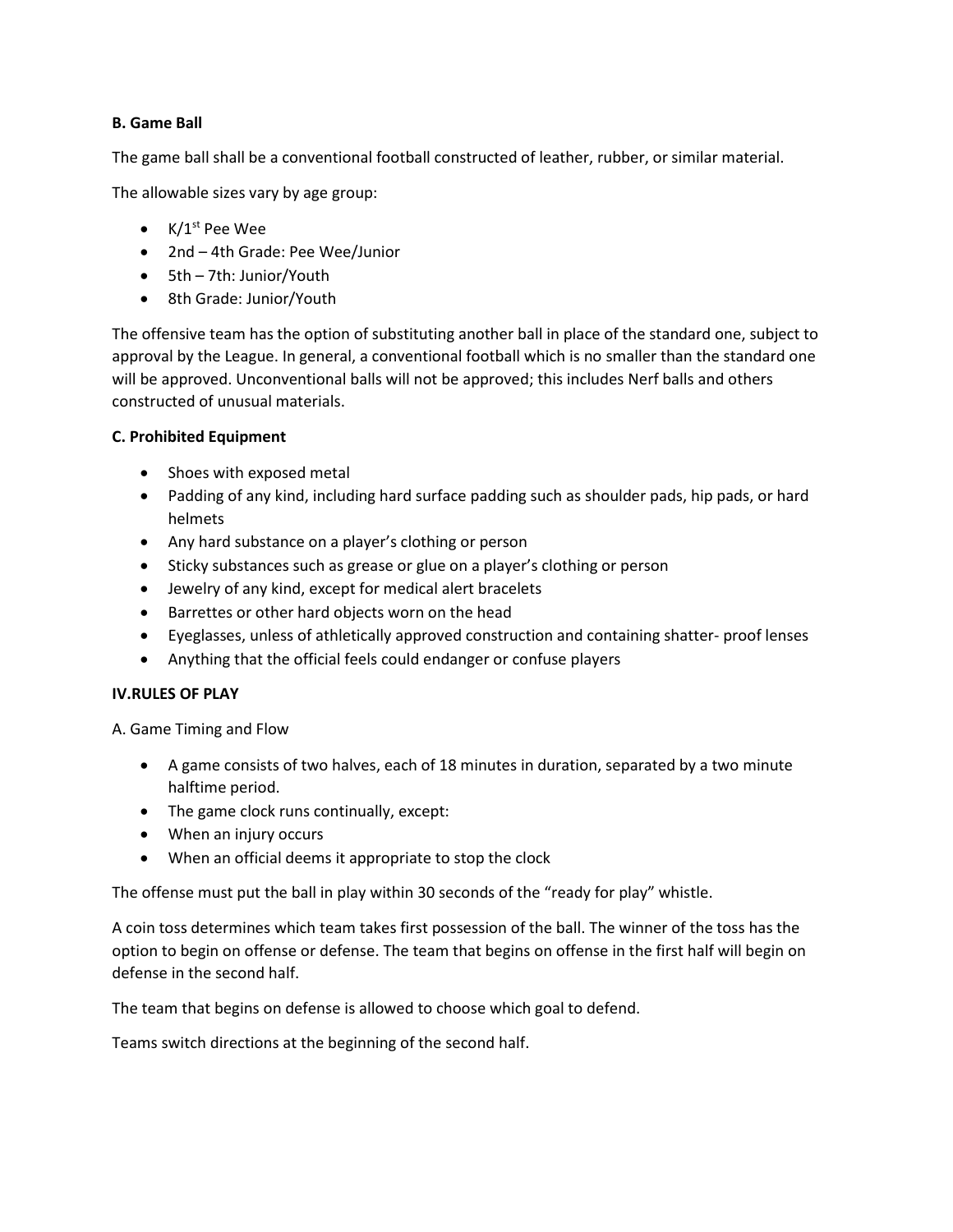**B. Game Ball**

The game ball shall be a conventional football constructed of leather, rubber, or similar material.

The allowable sizes vary by age group:

- K/1st Pee Wee
- 2nd – 4th Grade: Pee Wee/Junior
- 5th – 7th: Junior/Youth
- 8th Grade: Junior/Youth

The offensive team has the option of substituting another ball in place of the standard one, subject to approval by the League. In general, a conventional football which is no smaller than the standard one will be approved. Unconventional balls will not be approved; this includes Nerf balls and others constructed of unusual materials.

**C. Prohibited Equipment**

- Shoes with exposed metal
- Padding of any kind, including hard surface padding such as shoulder pads, hip pads, or hard helmets
- Any hard substance on a player's clothing or person
- Sticky substances such as grease or glue on a player's clothing or person
- Jewelry of any kind, except for medical alert bracelets
- Barrettes or other hard objects worn on the head
- Eyeglasses, unless of athletically approved construction and containing shatter- proof lenses
- Anything that the official feels could endanger or confuse players

**IV.RULES OF PLAY**

A. Game Timing and Flow

- A game consists of two halves, each of 18 minutes in duration, separated by a two minute halftime period.
- The game clock runs continually, except:
- When an injury occurs
- When an official deems it appropriate to stop the clock

The offense must put the ball in play within 30 seconds of the "ready for play" whistle.

A coin toss determines which team takes first possession of the ball. The winner of the toss has the option to begin on offense or defense. The team that begins on offense in the first half will begin on defense in the second half.

The team that begins on defense is allowed to choose which goal to defend.

Teams switch directions at the beginning of the second half.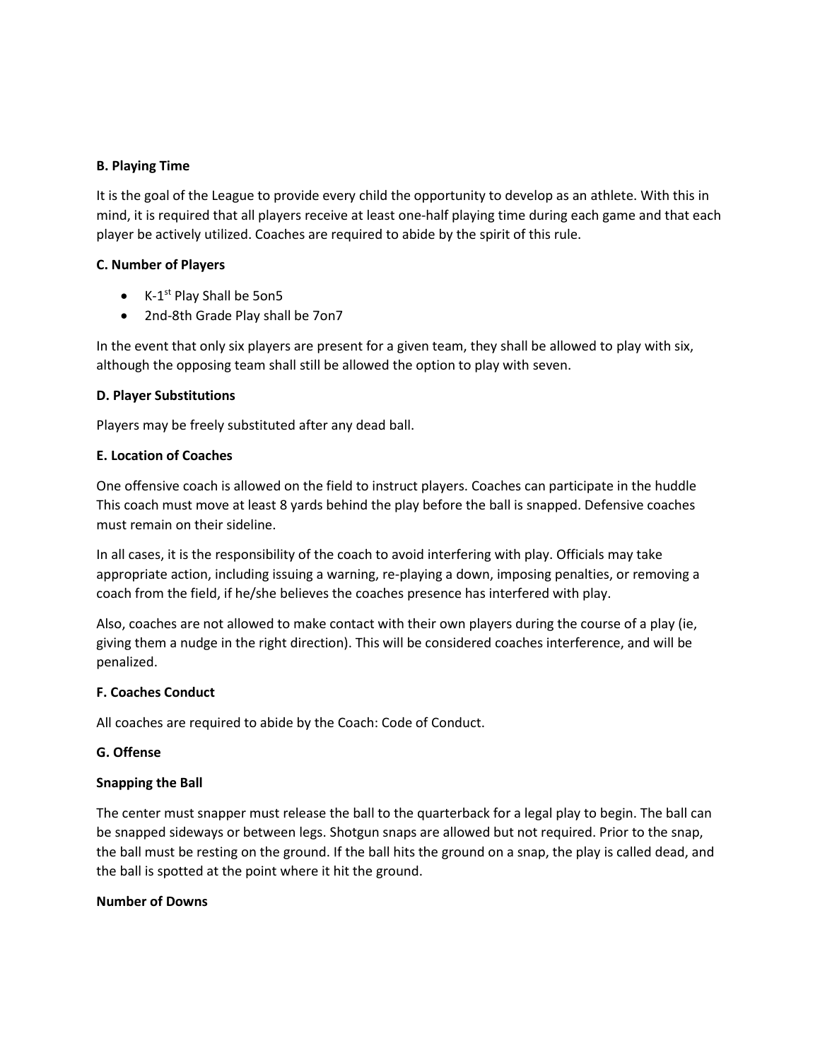### B. Playing Time

It is the goal of the League to provide every child the opportunity to develop as an athlete. With this in mind, it is required that all players receive at least one-half playing time during each game and that each player be actively utilized. Coaches are required to abide by the spirit of this rule.

### C. Number of Players

- K-1st Play Shall be 5on5
- 2nd-8th Grade Play shall be 7on7

In the event that only six players are present for a given team, they shall be allowed to play with six, although the opposing team shall still be allowed the option to play with seven.

### D. Player Substitutions

Players may be freely substituted after any dead ball.

### E. Location of Coaches

One offensive coach is allowed on the field to instruct players. Coaches can participate in the huddle This coach must move at least 8 yards behind the play before the ball is snapped. Defensive coaches must remain on their sideline.

In all cases, it is the responsibility of the coach to avoid interfering with play. Officials may take appropriate action, including issuing a warning, re-playing a down, imposing penalties, or removing a coach from the field, if he/she believes the coaches presence has interfered with play.

Also, coaches are not allowed to make contact with their own players during the course of a play (ie, giving them a nudge in the right direction). This will be considered coaches interference, and will be penalized.

### F. Coaches Conduct

All coaches are required to abide by the Coach: Code of Conduct.

### G. Offense

**Snapping the Ball**

The center must snapper must release the ball to the quarterback for a legal play to begin. The ball can be snapped sideways or between legs. Shotgun snaps are allowed but not required. Prior to the snap, the ball must be resting on the ground. If the ball hits the ground on a snap, the play is called dead, and the ball is spotted at the point where it hit the ground.

**Number of Downs**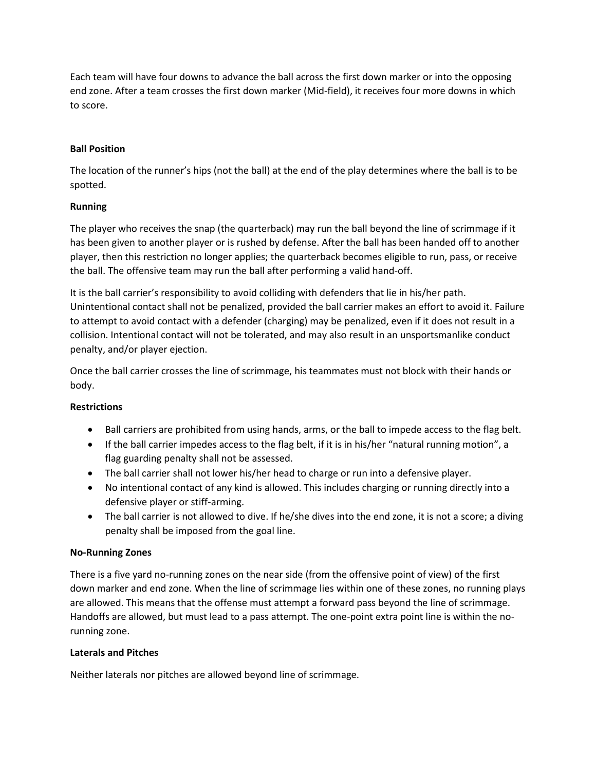Each team will have four downs to advance the ball across the first down marker or into the opposing end zone. After a team crosses the first down marker (Mid-field), it receives four more downs in which to score.

**Ball Position**

The location of the runner's hips (not the ball) at the end of the play determines where the ball is to be spotted.

**Running**

The player who receives the snap (the quarterback) may run the ball beyond the line of scrimmage if it has been given to another player or is rushed by defense. After the ball has been handed off to another player, then this restriction no longer applies; the quarterback becomes eligible to run, pass, or receive the ball. The offensive team may run the ball after performing a valid hand-off.

It is the ball carrier's responsibility to avoid colliding with defenders that lie in his/her path. Unintentional contact shall not be penalized, provided the ball carrier makes an effort to avoid it. Failure to attempt to avoid contact with a defender (charging) may be penalized, even if it does not result in a collision. Intentional contact will not be tolerated, and may also result in an unsportsmanlike conduct penalty, and/or player ejection.

Once the ball carrier crosses the line of scrimmage, his teammates must not block with their hands or body.

**Restrictions**

- Ball carriers are prohibited from using hands, arms, or the ball to impede access to the flag belt.
- If the ball carrier impedes access to the flag belt, if it is in his/her "natural running motion", a flag guarding penalty shall not be assessed.
- The ball carrier shall not lower his/her head to charge or run into a defensive player.
- No intentional contact of any kind is allowed. This includes charging or running directly into a defensive player or stiff-arming.
- The ball carrier is not allowed to dive. If he/she dives into the end zone, it is not a score; a diving penalty shall be imposed from the goal line.

**No-Running Zones**

There is a five yard no-running zones on the near side (from the offensive point of view) of the first down marker and end zone. When the line of scrimmage lies within one of these zones, no running plays are allowed. This means that the offense must attempt a forward pass beyond the line of scrimmage. Handoffs are allowed, but must lead to a pass attempt. The one-point extra point line is within the no-running zone.

**Laterals and Pitches**

Neither laterals nor pitches are allowed beyond line of scrimmage.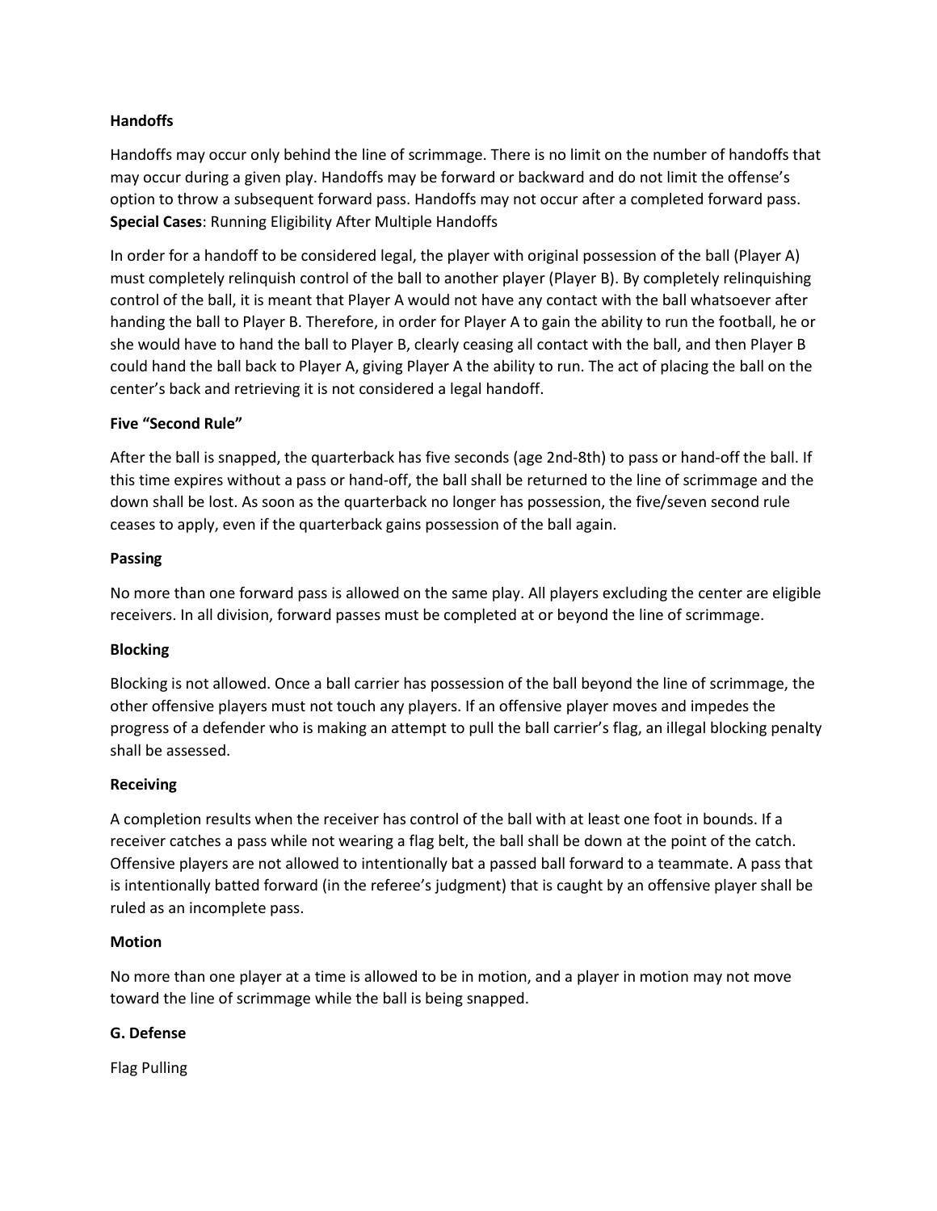**Handoffs**

Handoffs may occur only behind the line of scrimmage. There is no limit on the number of handoffs that may occur during a given play. Handoffs may be forward or backward and do not limit the offense's option to throw a subsequent forward pass. Handoffs may not occur after a completed forward pass. **Special Cases**: Running Eligibility After Multiple Handoffs

In order for a handoff to be considered legal, the player with original possession of the ball (Player A) must completely relinquish control of the ball to another player (Player B). By completely relinquishing control of the ball, it is meant that Player A would not have any contact with the ball whatsoever after handing the ball to Player B. Therefore, in order for Player A to gain the ability to run the football, he or she would have to hand the ball to Player B, clearly ceasing all contact with the ball, and then Player B could hand the ball back to Player A, giving Player A the ability to run. The act of placing the ball on the center's back and retrieving it is not considered a legal handoff.

**Five "Second Rule"**

After the ball is snapped, the quarterback has five seconds (age 2nd-8th) to pass or hand-off the ball. If this time expires without a pass or hand-off, the ball shall be returned to the line of scrimmage and the down shall be lost. As soon as the quarterback no longer has possession, the five/seven second rule ceases to apply, even if the quarterback gains possession of the ball again.

**Passing**

No more than one forward pass is allowed on the same play. All players excluding the center are eligible receivers. In all division, forward passes must be completed at or beyond the line of scrimmage.

**Blocking**

Blocking is not allowed. Once a ball carrier has possession of the ball beyond the line of scrimmage, the other offensive players must not touch any players. If an offensive player moves and impedes the progress of a defender who is making an attempt to pull the ball carrier's flag, an illegal blocking penalty shall be assessed.

**Receiving**

A completion results when the receiver has control of the ball with at least one foot in bounds. If a receiver catches a pass while not wearing a flag belt, the ball shall be down at the point of the catch. Offensive players are not allowed to intentionally bat a passed ball forward to a teammate. A pass that is intentionally batted forward (in the referee's judgment) that is caught by an offensive player shall be ruled as an incomplete pass.

**Motion**

No more than one player at a time is allowed to be in motion, and a player in motion may not move toward the line of scrimmage while the ball is being snapped.

**G. Defense**

Flag Pulling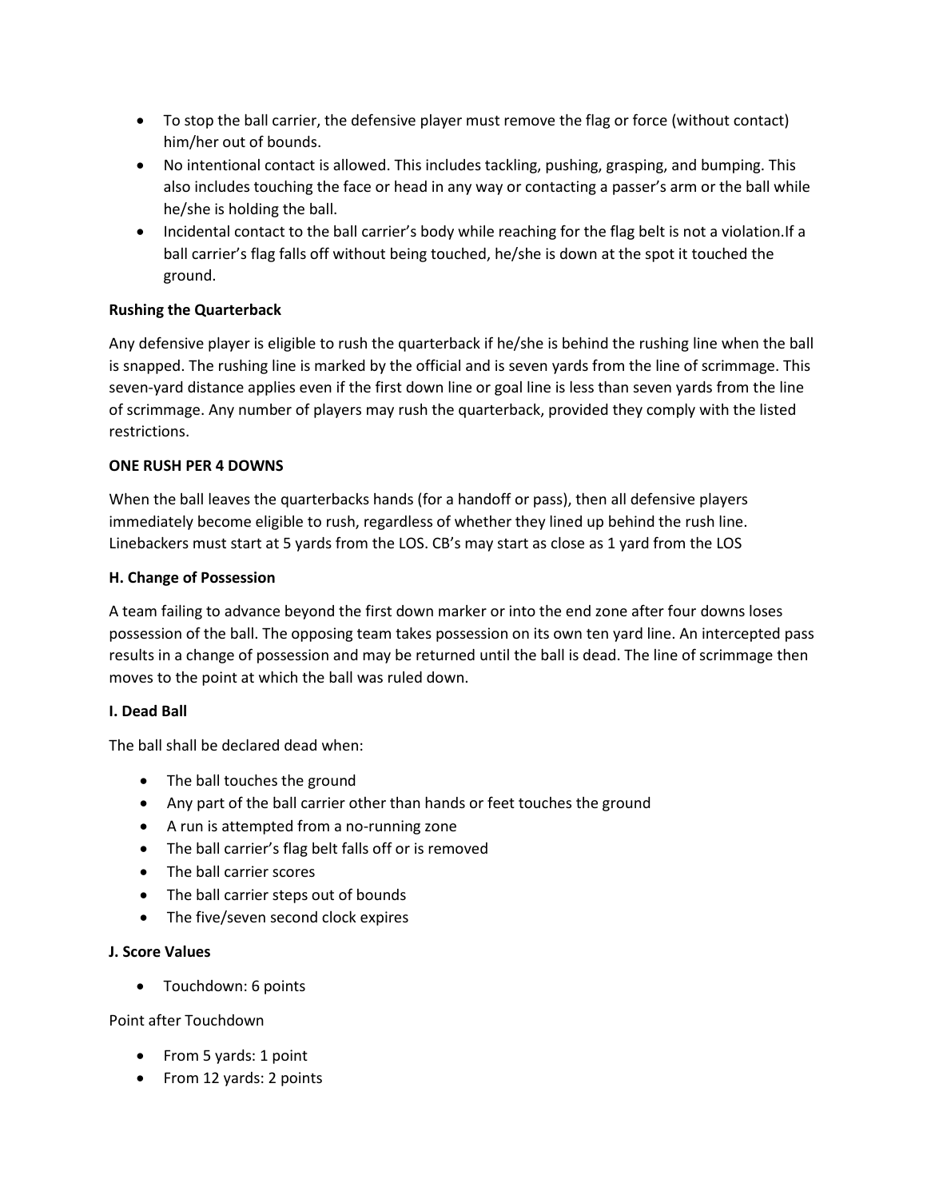- To stop the ball carrier, the defensive player must remove the flag or force (without contact) him/her out of bounds.
- No intentional contact is allowed. This includes tackling, pushing, grasping, and bumping. This also includes touching the face or head in any way or contacting a passer's arm or the ball while he/she is holding the ball.
- Incidental contact to the ball carrier's body while reaching for the flag belt is not a violation.If a ball carrier's flag falls off without being touched, he/she is down at the spot it touched the ground.

**Rushing the Quarterback**

Any defensive player is eligible to rush the quarterback if he/she is behind the rushing line when the ball is snapped. The rushing line is marked by the official and is seven yards from the line of scrimmage. This seven-yard distance applies even if the first down line or goal line is less than seven yards from the line of scrimmage. Any number of players may rush the quarterback, provided they comply with the listed restrictions.

**ONE RUSH PER 4 DOWNS**

When the ball leaves the quarterbacks hands (for a handoff or pass), then all defensive players immediately become eligible to rush, regardless of whether they lined up behind the rush line. Linebackers must start at 5 yards from the LOS. CB's may start as close as 1 yard from the LOS

**H. Change of Possession**

A team failing to advance beyond the first down marker or into the end zone after four downs loses possession of the ball. The opposing team takes possession on its own ten yard line. An intercepted pass results in a change of possession and may be returned until the ball is dead. The line of scrimmage then moves to the point at which the ball was ruled down.

**I. Dead Ball**

The ball shall be declared dead when:

- The ball touches the ground
- Any part of the ball carrier other than hands or feet touches the ground
- A run is attempted from a no-running zone
- The ball carrier's flag belt falls off or is removed
- The ball carrier scores
- The ball carrier steps out of bounds
- The five/seven second clock expires

**J. Score Values**

- Touchdown: 6 points

Point after Touchdown

- From 5 yards: 1 point
- From 12 yards: 2 points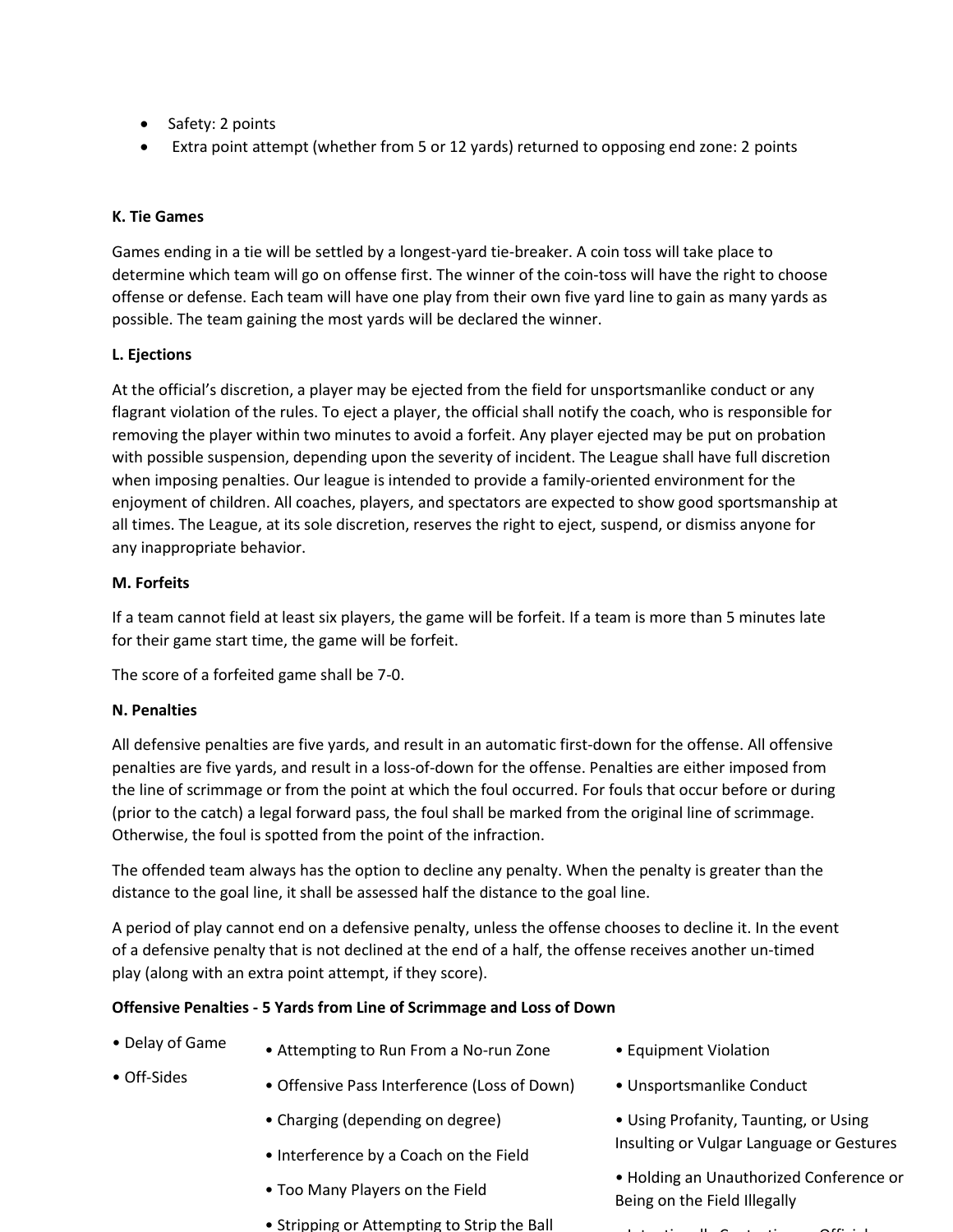- Safety: 2 points
- Extra point attempt (whether from 5 or 12 yards) returned to opposing end zone: 2 points

**K. Tie Games**

Games ending in a tie will be settled by a longest-yard tie-breaker. A coin toss will take place to determine which team will go on offense first. The winner of the coin-toss will have the right to choose offense or defense. Each team will have one play from their own five yard line to gain as many yards as possible. The team gaining the most yards will be declared the winner.

**L. Ejections**

At the official's discretion, a player may be ejected from the field for unsportsmanlike conduct or any flagrant violation of the rules. To eject a player, the official shall notify the coach, who is responsible for removing the player within two minutes to avoid a forfeit. Any player ejected may be put on probation with possible suspension, depending upon the severity of incident. The League shall have full discretion when imposing penalties. Our league is intended to provide a family-oriented environment for the enjoyment of children. All coaches, players, and spectators are expected to show good sportsmanship at all times. The League, at its sole discretion, reserves the right to eject, suspend, or dismiss anyone for any inappropriate behavior.

**M. Forfeits**

If a team cannot field at least six players, the game will be forfeit. If a team is more than 5 minutes late for their game start time, the game will be forfeit.

The score of a forfeited game shall be 7-0.

**N. Penalties**

All defensive penalties are five yards, and result in an automatic first-down for the offense. All offensive penalties are five yards, and result in a loss-of-down for the offense. Penalties are either imposed from the line of scrimmage or from the point at which the foul occurred. For fouls that occur before or during (prior to the catch) a legal forward pass, the foul shall be marked from the original line of scrimmage. Otherwise, the foul is spotted from the point of the infraction.

The offended team always has the option to decline any penalty. When the penalty is greater than the distance to the goal line, it shall be assessed half the distance to the goal line.

A period of play cannot end on a defensive penalty, unless the offense chooses to decline it. In the event of a defensive penalty that is not declined at the end of a half, the offense receives another un-timed play (along with an extra point attempt, if they score).

**Offensive Penalties - 5 Yards from Line of Scrimmage and Loss of Down**

- Delay of Game
- Off-Sides
- Attempting to Run From a No-run Zone
- Offensive Pass Interference (Loss of Down)
- Charging (depending on degree)
- Interference by a Coach on the Field
- Too Many Players on the Field
- Stripping or Attempting to Strip the Ball
- Equipment Violation
- Unsportsmanlike Conduct
- Using Profanity, Taunting, or Using Insulting or Vulgar Language or Gestures
- Holding an Unauthorized Conference or Being on the Field Illegally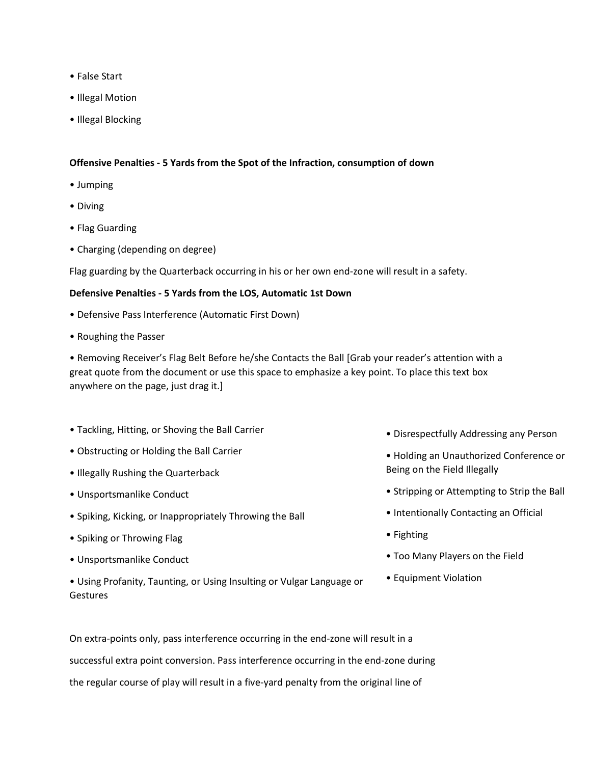- False Start
- Illegal Motion
- Illegal Blocking

**Offensive Penalties - 5 Yards from the Spot of the Infraction, consumption of down**

- Jumping
- Diving
- Flag Guarding
- Charging (depending on degree)

Flag guarding by the Quarterback occurring in his or her own end-zone will result in a safety.

**Defensive Penalties - 5 Yards from the LOS, Automatic 1st Down**

- Defensive Pass Interference (Automatic First Down)
- Roughing the Passer
- Removing Receiver's Flag Belt Before he/she Contacts the Ball [Grab your reader's attention with a great quote from the document or use this space to emphasize a key point. To place this text box anywhere on the page, just drag it.]

- Tackling, Hitting, or Shoving the Ball Carrier
- Obstructing or Holding the Ball Carrier
- Illegally Rushing the Quarterback
- Unsportsmanlike Conduct
- Spiking, Kicking, or Inappropriately Throwing the Ball
- Spiking or Throwing Flag
- Unsportsmanlike Conduct
- Using Profanity, Taunting, or Using Insulting or Vulgar Language or Gestures
- Disrespectfully Addressing any Person
- Holding an Unauthorized Conference or Being on the Field Illegally
- Stripping or Attempting to Strip the Ball
- Intentionally Contacting an Official
- Fighting
- Too Many Players on the Field
- Equipment Violation

On extra-points only, pass interference occurring in the end-zone will result in a successful extra point conversion. Pass interference occurring in the end-zone during the regular course of play will result in a five-yard penalty from the original line of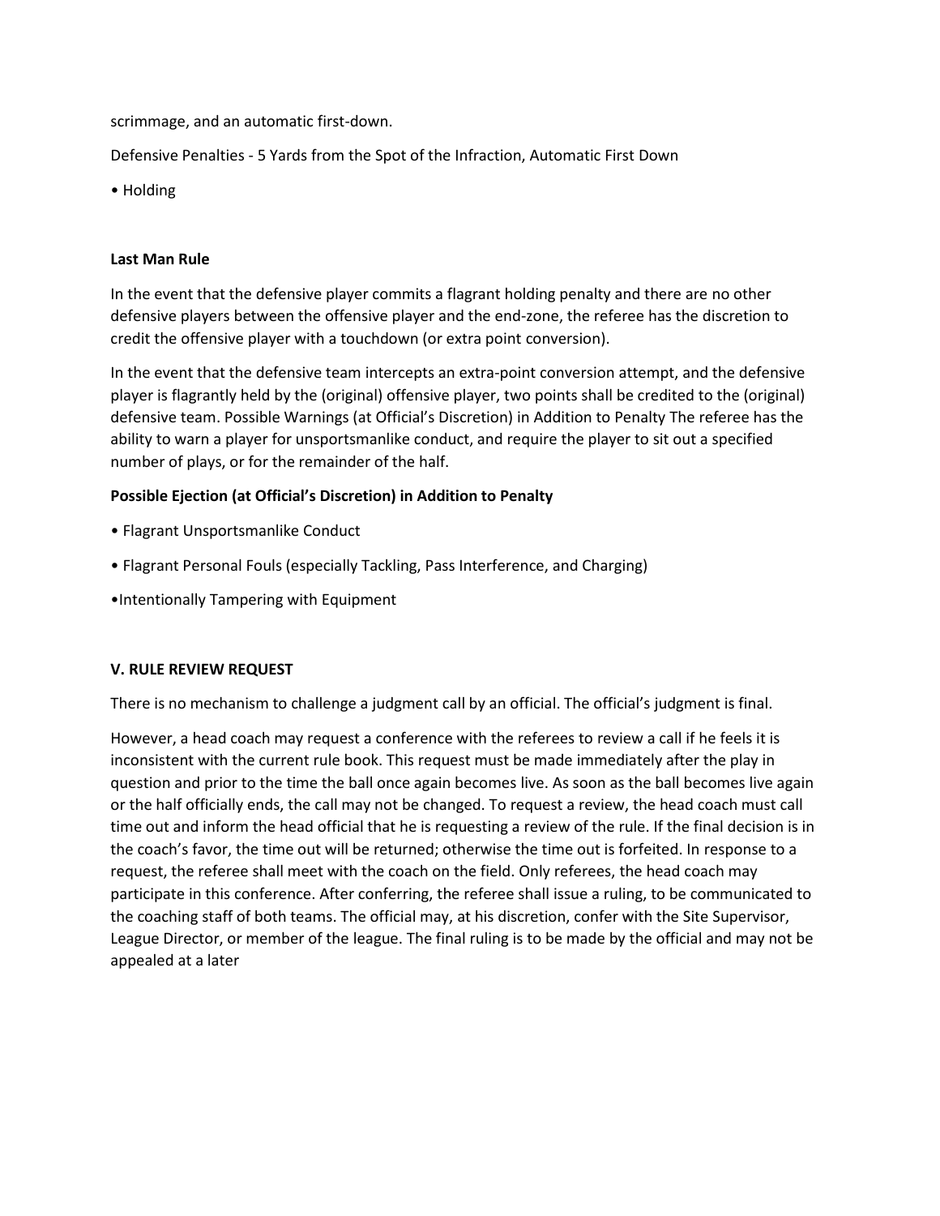scrimmage, and an automatic first-down.

Defensive Penalties - 5 Yards from the Spot of the Infraction, Automatic First Down

• Holding

**Last Man Rule**

In the event that the defensive player commits a flagrant holding penalty and there are no other defensive players between the offensive player and the end-zone, the referee has the discretion to credit the offensive player with a touchdown (or extra point conversion).

In the event that the defensive team intercepts an extra-point conversion attempt, and the defensive player is flagrantly held by the (original) offensive player, two points shall be credited to the (original) defensive team. Possible Warnings (at Official's Discretion) in Addition to Penalty The referee has the ability to warn a player for unsportsmanlike conduct, and require the player to sit out a specified number of plays, or for the remainder of the half.

**Possible Ejection (at Official's Discretion) in Addition to Penalty**

• Flagrant Unsportsmanlike Conduct

• Flagrant Personal Fouls (especially Tackling, Pass Interference, and Charging)

•Intentionally Tampering with Equipment

### V. RULE REVIEW REQUEST

There is no mechanism to challenge a judgment call by an official. The official's judgment is final.

However, a head coach may request a conference with the referees to review a call if he feels it is inconsistent with the current rule book. This request must be made immediately after the play in question and prior to the time the ball once again becomes live. As soon as the ball becomes live again or the half officially ends, the call may not be changed. To request a review, the head coach must call time out and inform the head official that he is requesting a review of the rule. If the final decision is in the coach's favor, the time out will be returned; otherwise the time out is forfeited. In response to a request, the referee shall meet with the coach on the field. Only referees, the head coach may participate in this conference. After conferring, the referee shall issue a ruling, to be communicated to the coaching staff of both teams. The official may, at his discretion, confer with the Site Supervisor, League Director, or member of the league. The final ruling is to be made by the official and may not be appealed at a later